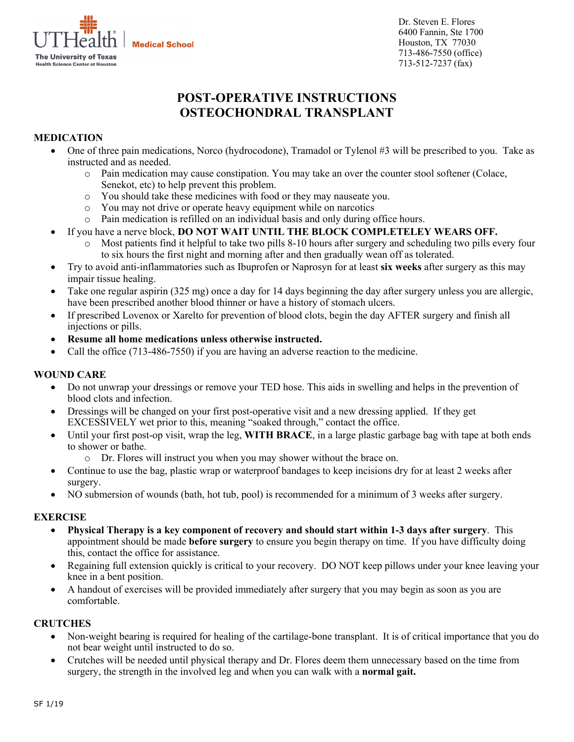UTHealth | Medical School
The University of Texas Health Science Center at Houston

Dr. Steven E. Flores
6400 Fannin, Ste 1700
Houston, TX 77030
713-486-7550 (office)
713-512-7237 (fax)

# POST-OPERATIVE INSTRUCTIONS
# OSTEOCHONDRAL TRANSPLANT

## MEDICATION

- One of three pain medications, Norco (hydrocodone), Tramadol or Tylenol #3 will be prescribed to you. Take as instructed and as needed.
  - Pain medication may cause constipation. You may take an over the counter stool softener (Colace, Senekot, etc) to help prevent this problem.
  - You should take these medicines with food or they may nauseate you.
  - You may not drive or operate heavy equipment while on narcotics
  - Pain medication is refilled on an individual basis and only during office hours.
- If you have a nerve block, **DO NOT WAIT UNTIL THE BLOCK COMPLETELEY WEARS OFF.**
  - Most patients find it helpful to take two pills 8-10 hours after surgery and scheduling two pills every four to six hours the first night and morning after and then gradually wean off as tolerated.
- Try to avoid anti-inflammatories such as Ibuprofen or Naprosyn for at least **six weeks** after surgery as this may impair tissue healing.
- Take one regular aspirin (325 mg) once a day for 14 days beginning the day after surgery unless you are allergic, have been prescribed another blood thinner or have a history of stomach ulcers.
- If prescribed Lovenox or Xarelto for prevention of blood clots, begin the day AFTER surgery and finish all injections or pills.
- **Resume all home medications unless otherwise instructed.**
- Call the office (713-486-7550) if you are having an adverse reaction to the medicine.

## WOUND CARE

- Do not unwrap your dressings or remove your TED hose. This aids in swelling and helps in the prevention of blood clots and infection.
- Dressings will be changed on your first post-operative visit and a new dressing applied. If they get EXCESSIVELY wet prior to this, meaning "soaked through," contact the office.
- Until your first post-op visit, wrap the leg, **WITH BRACE**, in a large plastic garbage bag with tape at both ends to shower or bathe.
  - Dr. Flores will instruct you when you may shower without the brace on.
- Continue to use the bag, plastic wrap or waterproof bandages to keep incisions dry for at least 2 weeks after surgery.
- NO submersion of wounds (bath, hot tub, pool) is recommended for a minimum of 3 weeks after surgery.

## EXERCISE

- **Physical Therapy is a key component of recovery and should start within 1-3 days after surgery**. This appointment should be made **before surgery** to ensure you begin therapy on time. If you have difficulty doing this, contact the office for assistance.
- Regaining full extension quickly is critical to your recovery. DO NOT keep pillows under your knee leaving your knee in a bent position.
- A handout of exercises will be provided immediately after surgery that you may begin as soon as you are comfortable.

## CRUTCHES

- Non-weight bearing is required for healing of the cartilage-bone transplant. It is of critical importance that you do not bear weight until instructed to do so.
- Crutches will be needed until physical therapy and Dr. Flores deem them unnecessary based on the time from surgery, the strength in the involved leg and when you can walk with a **normal gait.**

SF 1/19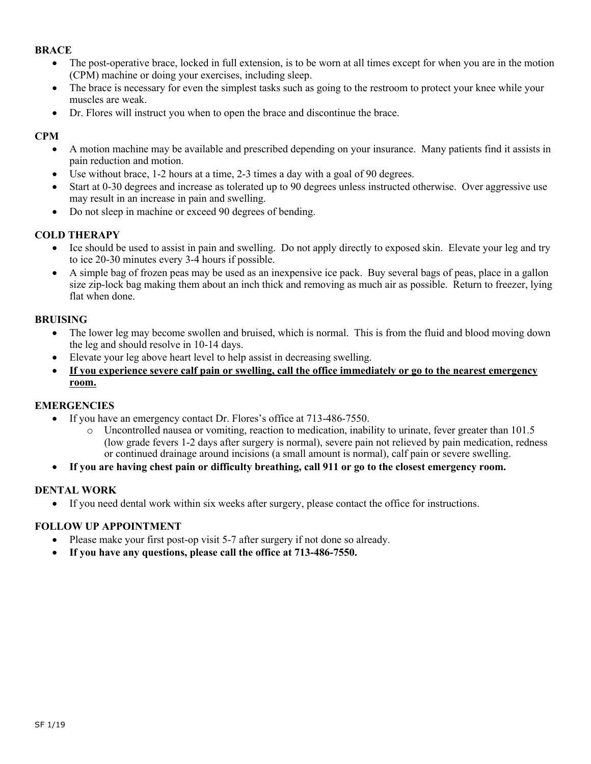**BRACE**

- The post-operative brace, locked in full extension, is to be worn at all times except for when you are in the motion (CPM) machine or doing your exercises, including sleep.
- The brace is necessary for even the simplest tasks such as going to the restroom to protect your knee while your muscles are weak.
- Dr. Flores will instruct you when to open the brace and discontinue the brace.

**CPM**

- A motion machine may be available and prescribed depending on your insurance. Many patients find it assists in pain reduction and motion.
- Use without brace, 1-2 hours at a time, 2-3 times a day with a goal of 90 degrees.
- Start at 0-30 degrees and increase as tolerated up to 90 degrees unless instructed otherwise. Over aggressive use may result in an increase in pain and swelling.
- Do not sleep in machine or exceed 90 degrees of bending.

**COLD THERAPY**

- Ice should be used to assist in pain and swelling. Do not apply directly to exposed skin. Elevate your leg and try to ice 20-30 minutes every 3-4 hours if possible.
- A simple bag of frozen peas may be used as an inexpensive ice pack. Buy several bags of peas, place in a gallon size zip-lock bag making them about an inch thick and removing as much air as possible. Return to freezer, lying flat when done.

**BRUISING**

- The lower leg may become swollen and bruised, which is normal. This is from the fluid and blood moving down the leg and should resolve in 10-14 days.
- Elevate your leg above heart level to help assist in decreasing swelling.
- **<u>If you experience severe calf pain or swelling, call the office immediately or go to the nearest emergency room.</u>**

**EMERGENCIES**

- If you have an emergency contact Dr. Flores's office at 713-486-7550.
  - Uncontrolled nausea or vomiting, reaction to medication, inability to urinate, fever greater than 101.5 (low grade fevers 1-2 days after surgery is normal), severe pain not relieved by pain medication, redness or continued drainage around incisions (a small amount is normal), calf pain or severe swelling.
- **If you are having chest pain or difficulty breathing, call 911 or go to the closest emergency room.**

**DENTAL WORK**

- If you need dental work within six weeks after surgery, please contact the office for instructions.

**FOLLOW UP APPOINTMENT**

- Please make your first post-op visit 5-7 after surgery if not done so already.
- **If you have any questions, please call the office at 713-486-7550.**

SF 1/19